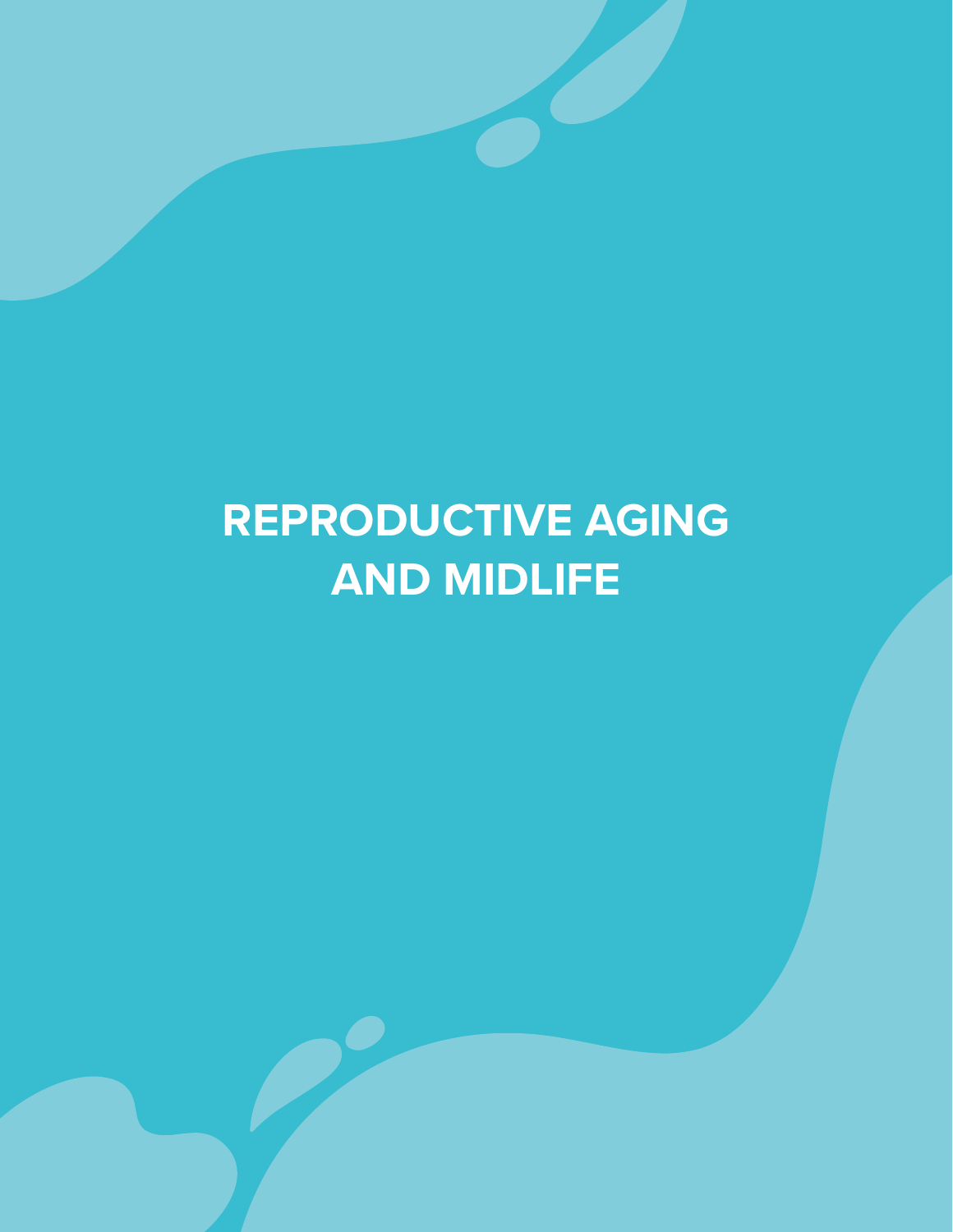# REPRODUCTIVE AGING AND MIDLIFE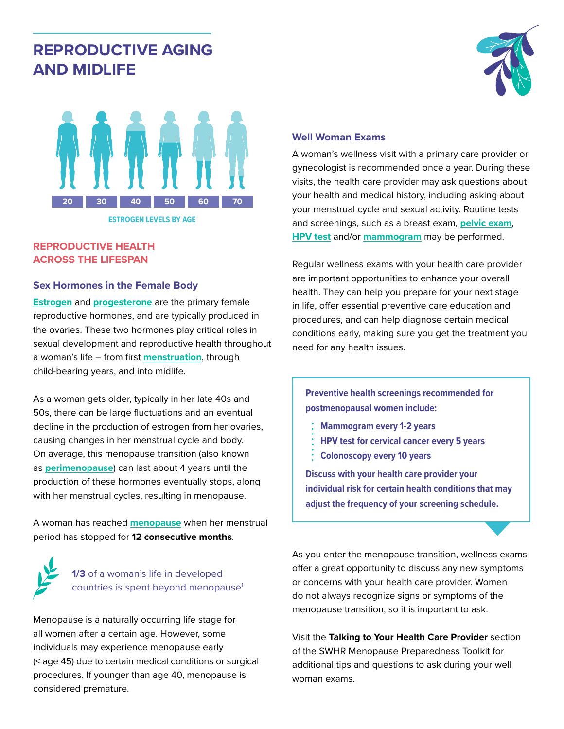# REPRODUCTIVE AGING AND MIDLIFE

20 | 30 | 40 | 50 | 60 | 70

ESTROGEN LEVELS BY AGE

## REPRODUCTIVE HEALTH ACROSS THE LIFESPAN

### Sex Hormones in the Female Body

**Estrogen** and **progesterone** are the primary female reproductive hormones, and are typically produced in the ovaries. These two hormones play critical roles in sexual development and reproductive health throughout a woman's life – from first **menstruation**, through child-bearing years, and into midlife.

As a woman gets older, typically in her late 40s and 50s, there can be large fluctuations and an eventual decline in the production of estrogen from her ovaries, causing changes in her menstrual cycle and body. On average, this menopause transition (also known as **perimenopause**) can last about 4 years until the production of these hormones eventually stops, along with her menstrual cycles, resulting in menopause.

A woman has reached **menopause** when her menstrual period has stopped for **12 consecutive months**.

**1/3** of a woman's life in developed countries is spent beyond menopause[1]

Menopause is a naturally occurring life stage for all women after a certain age. However, some individuals may experience menopause early (< age 45) due to certain medical conditions or surgical procedures. If younger than age 40, menopause is considered premature.

### Well Woman Exams

A woman's wellness visit with a primary care provider or gynecologist is recommended once a year. During these visits, the health care provider may ask questions about your health and medical history, including asking about your menstrual cycle and sexual activity. Routine tests and screenings, such as a breast exam, **pelvic exam**, **HPV test** and/or **mammogram** may be performed.

Regular wellness exams with your health care provider are important opportunities to enhance your overall health. They can help you prepare for your next stage in life, offer essential preventive care education and procedures, and can help diagnose certain medical conditions early, making sure you get the treatment you need for any health issues.

**Preventive health screenings recommended for postmenopausal women include:**

- **Mammogram every 1-2 years**
- **HPV test for cervical cancer every 5 years**
- **Colonoscopy every 10 years**

**Discuss with your health care provider your individual risk for certain health conditions that may adjust the frequency of your screening schedule.**

As you enter the menopause transition, wellness exams offer a great opportunity to discuss any new symptoms or concerns with your health care provider. Women do not always recognize signs or symptoms of the menopause transition, so it is important to ask.

Visit the **Talking to Your Health Care Provider** section of the SWHR Menopause Preparedness Toolkit for additional tips and questions to ask during your well woman exams.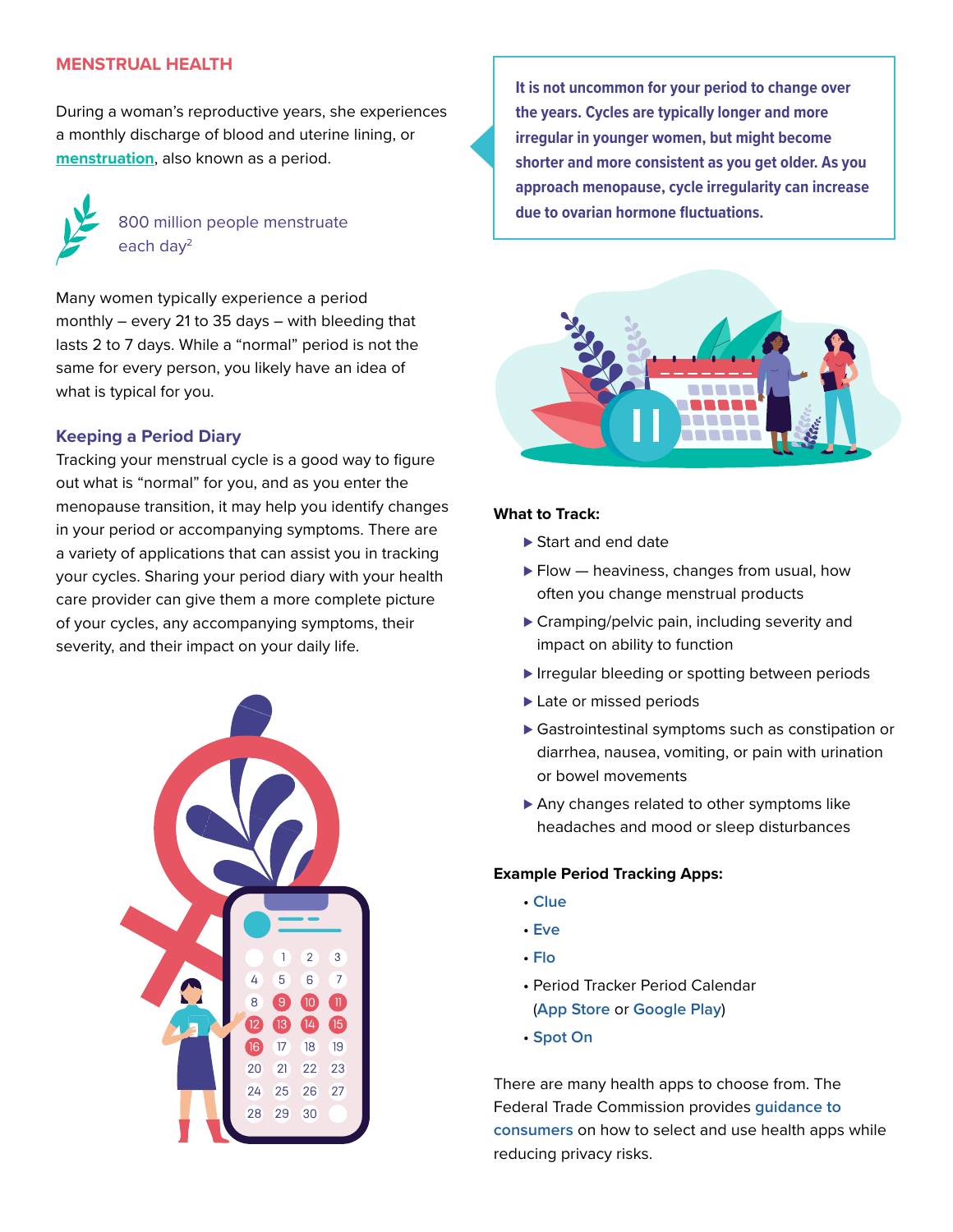## MENSTRUAL HEALTH

During a woman's reproductive years, she experiences a monthly discharge of blood and uterine lining, or **menstruation**, also known as a period.

800 million people menstruate each day[2]

Many women typically experience a period monthly – every 21 to 35 days – with bleeding that lasts 2 to 7 days. While a "normal" period is not the same for every person, you likely have an idea of what is typical for you.

### Keeping a Period Diary

Tracking your menstrual cycle is a good way to figure out what is "normal" for you, and as you enter the menopause transition, it may help you identify changes in your period or accompanying symptoms. There are a variety of applications that can assist you in tracking your cycles. Sharing your period diary with your health care provider can give them a more complete picture of your cycles, any accompanying symptoms, their severity, and their impact on your daily life.

**It is not uncommon for your period to change over the years. Cycles are typically longer and more irregular in younger women, but might become shorter and more consistent as you get older. As you approach menopause, cycle irregularity can increase due to ovarian hormone fluctuations.**

**What to Track:**

- Start and end date
- Flow — heaviness, changes from usual, how often you change menstrual products
- Cramping/pelvic pain, including severity and impact on ability to function
- Irregular bleeding or spotting between periods
- Late or missed periods
- Gastrointestinal symptoms such as constipation or diarrhea, nausea, vomiting, or pain with urination or bowel movements
- Any changes related to other symptoms like headaches and mood or sleep disturbances

**Example Period Tracking Apps:**

- Clue
- Eve
- Flo
- Period Tracker Period Calendar (App Store or Google Play)
- Spot On

There are many health apps to choose from. The Federal Trade Commission provides guidance to consumers on how to select and use health apps while reducing privacy risks.